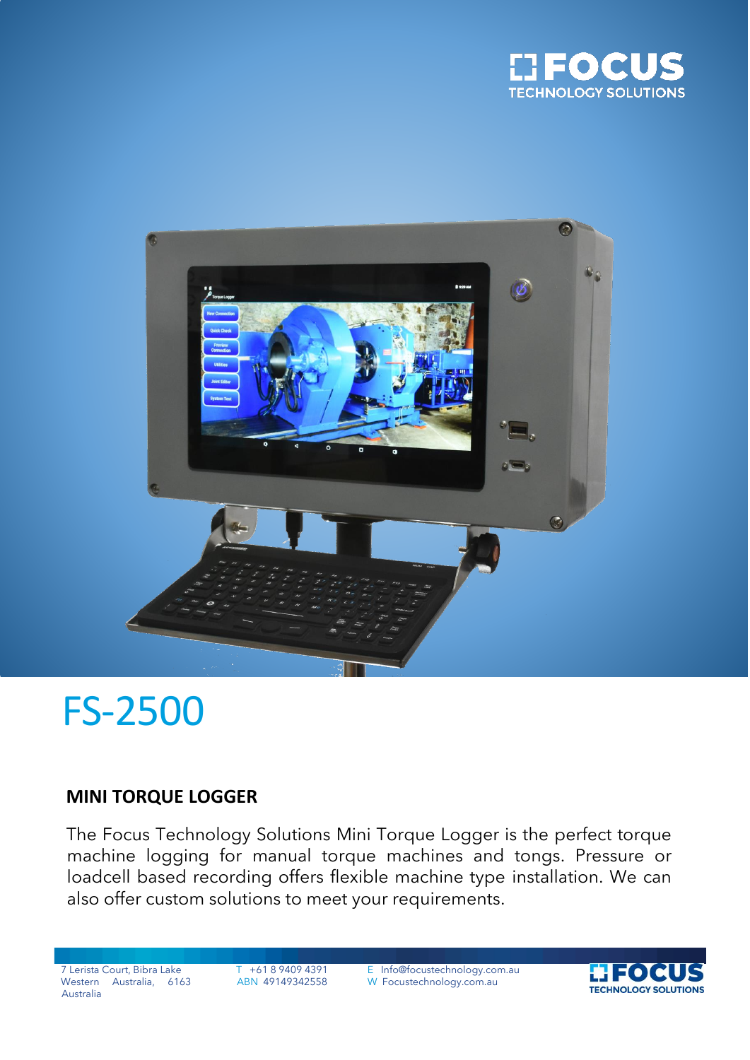# FS-2500

## MINI TORQUE LOGGER

The Focus Technology Solutions Mini Torque Logger is the perfect torque machine logging for manual torque machines and tongs. Pressure or loadcell based recording offers flexible machine type installation. We can also offer custom solutions to meet your requirements.

7 Lerista Court, Bibra Lake
Western Australia, 6163
Australia

T +61 8 9409 4391
ABN 49149342558

E Info@focustechnology.com.au
W Focustechnology.com.au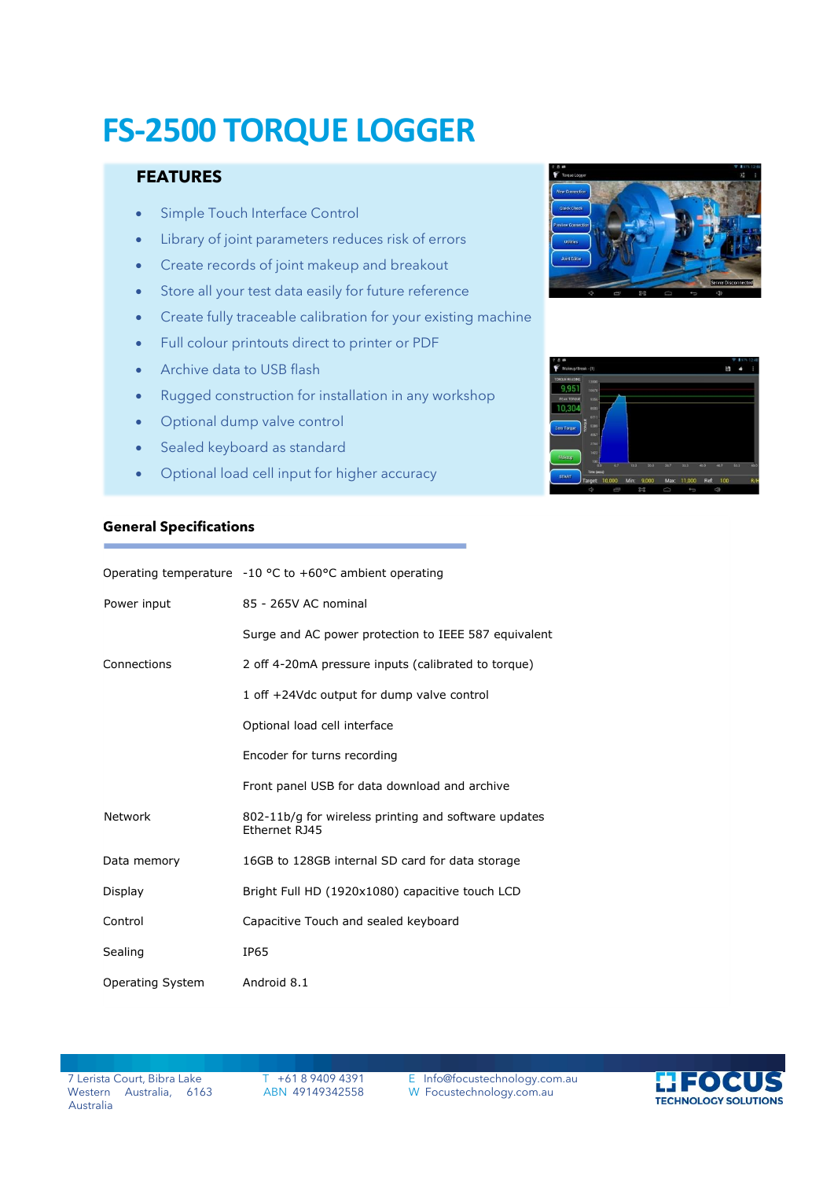# FS-2500 TORQUE LOGGER

## FEATURES

- Simple Touch Interface Control
- Library of joint parameters reduces risk of errors
- Create records of joint makeup and breakout
- Store all your test data easily for future reference
- Create fully traceable calibration for your existing machine
- Full colour printouts direct to printer or PDF
- Archive data to USB flash
- Rugged construction for installation in any workshop
- Optional dump valve control
- Sealed keyboard as standard
- Optional load cell input for higher accuracy

## General Specifications

| | |
|---|---|
| Operating temperature | -10 °C to +60°C ambient operating |
| Power input | 85 - 265V AC nominal |
| | Surge and AC power protection to IEEE 587 equivalent |
| Connections | 2 off 4-20mA pressure inputs (calibrated to torque) |
| | 1 off +24Vdc output for dump valve control |
| | Optional load cell interface |
| | Encoder for turns recording |
| | Front panel USB for data download and archive |
| Network | 802-11b/g for wireless printing and software updates<br>Ethernet RJ45 |
| Data memory | 16GB to 128GB internal SD card for data storage |
| Display | Bright Full HD (1920x1080) capacitive touch LCD |
| Control | Capacitive Touch and sealed keyboard |
| Sealing | IP65 |
| Operating System | Android 8.1 |

7 Lerista Court, Bibra Lake
Western Australia, 6163
Australia

T +61 8 9409 4391
ABN 49149342558

E Info@focustechnology.com.au
W Focustechnology.com.au

FOCUS TECHNOLOGY SOLUTIONS